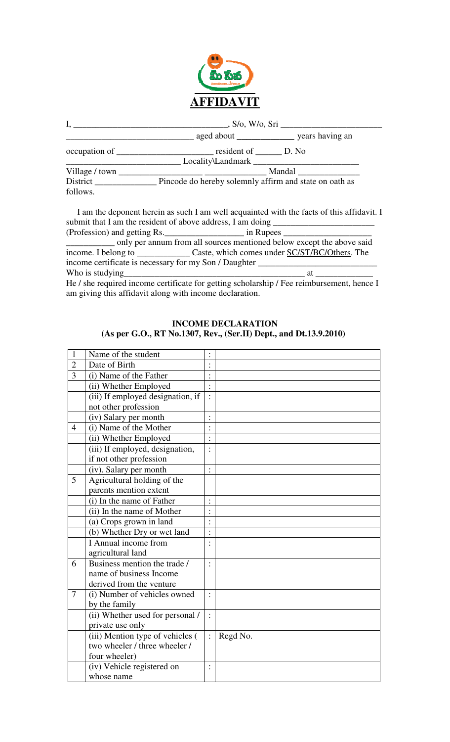# AFFIDAVIT

I, ___________________________________, S/o, W/o, Sri _______________________ _____________________________ aged about _____________ years having an occupation of _____________________ resident of ______ D. No _________________________ Locality\Landmark ________________________ Village / town __________________ ______________ Mandal ______________ District ______________ Pincode do hereby solemnly affirm and state on oath as follows.

I am the deponent herein as such I am well acquainted with the facts of this affidavit. I submit that I am the resident of above address, I am doing _______________________ (Profession) and getting Rs.__________________ in Rupees ____________________ ___________ only per annum from all sources mentioned below except the above said income. I belong to ____________ Caste, which comes under SC/ST/BC/Others. The income certificate is necessary for my Son / Daughter ___________________________ Who is studying_________________________________________ at _____________ He / she required income certificate for getting scholarship / Fee reimbursement, hence I am giving this affidavit along with income declaration.

**INCOME DECLARATION**
**(As per G.O., RT No.1307, Rev., (Ser.II) Dept., and Dt.13.9.2010)**

| | | | |
|---|---|---|---|
| 1 | Name of the student | : | |
| 2 | Date of Birth | : | |
| 3 | (i) Name of the Father | : | |
| | (ii) Whether Employed | : | |
| | (iii) If employed designation, if not other profession | : | |
| | (iv) Salary per month | : | |
| 4 | (i) Name of the Mother | : | |
| | (ii) Whether Employed | : | |
| | (iii) If employed, designation, if not other profession | : | |
| | (iv). Salary per month | : | |
| 5 | Agricultural holding of the parents mention extent | | |
| | (i) In the name of Father | : | |
| | (ii) In the name of Mother | : | |
| | (a) Crops grown in land | : | |
| | (b) Whether Dry or wet land | : | |
| | I Annual income from agricultural land | : | |
| 6 | Business mention the trade / name of business Income derived from the venture | : | |
| 7 | (i) Number of vehicles owned by the family | : | |
| | (ii) Whether used for personal / private use only | : | |
| | (iii) Mention type of vehicles ( two wheeler / three wheeler / four wheeler) | : | Regd No. |
| | (iv) Vehicle registered on whose name | : | |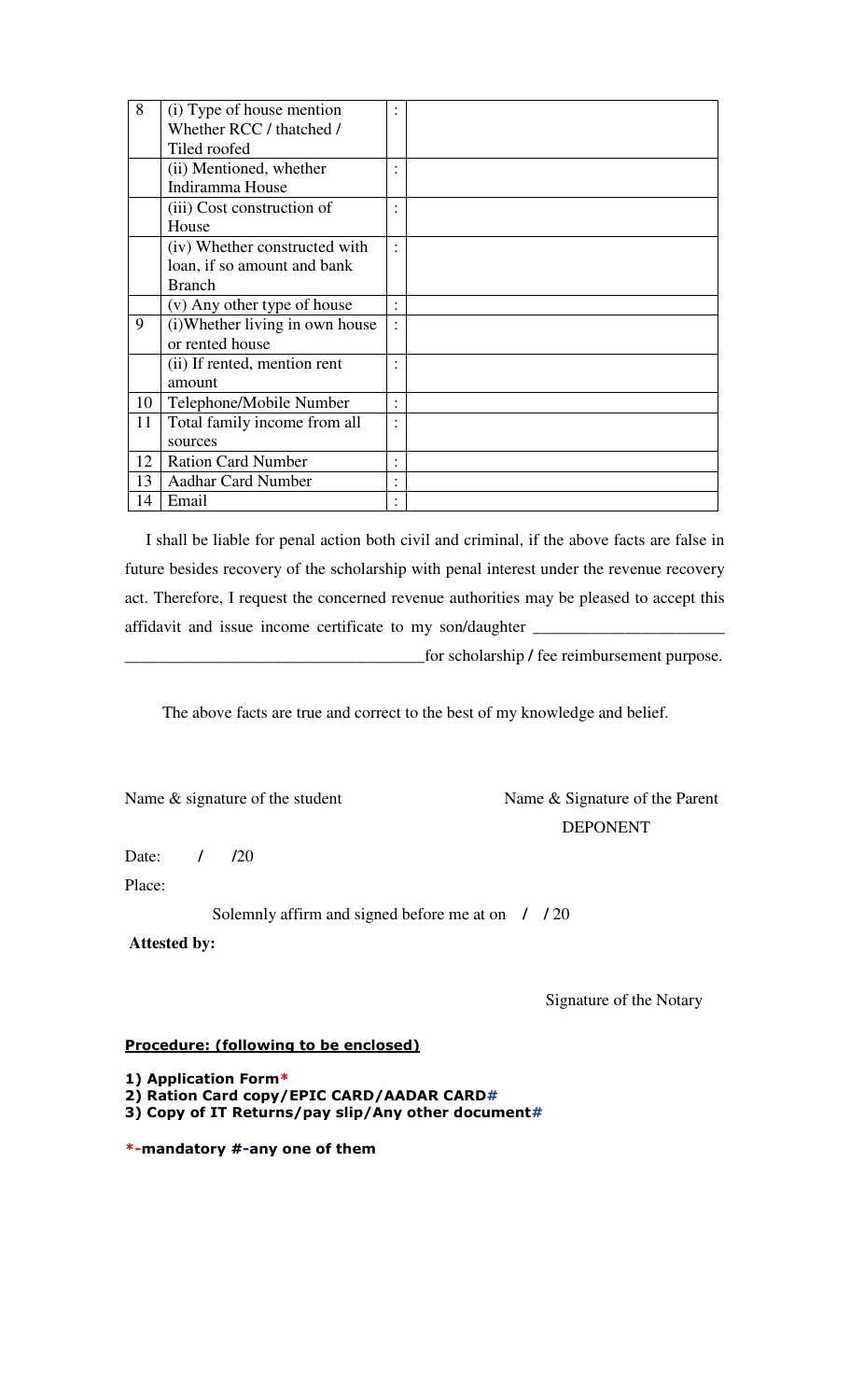| | | | |
|---|---|---|---|
| 8 | (i) Type of house mention Whether RCC / thatched / Tiled roofed | : | |
| | (ii) Mentioned, whether Indiramma House | : | |
| | (iii) Cost construction of House | : | |
| | (iv) Whether constructed with loan, if so amount and bank Branch | : | |
| | (v) Any other type of house | : | |
| 9 | (i)Whether living in own house or rented house | : | |
| | (ii) If rented, mention rent amount | : | |
| 10 | Telephone/Mobile Number | : | |
| 11 | Total family income from all sources | : | |
| 12 | Ration Card Number | : | |
| 13 | Aadhar Card Number | : | |
| 14 | Email | : | |

I shall be liable for penal action both civil and criminal, if the above facts are false in future besides recovery of the scholarship with penal interest under the revenue recovery act. Therefore, I request the concerned revenue authorities may be pleased to accept this affidavit and issue income certificate to my son/daughter ______________________ __________________________________for scholarship / fee reimbursement purpose.

The above facts are true and correct to the best of my knowledge and belief.

Name & signature of the student

Name & Signature of the Parent
DEPONENT

Date: / /20

Place:

Solemnly affirm and signed before me at on / / 20

**Attested by:**

Signature of the Notary

**Procedure: (following to be enclosed)**

**1) Application Form***
**2) Ration Card copy/EPIC CARD/AADAR CARD#**
**3) Copy of IT Returns/pay slip/Any other document#**

***-mandatory #-any one of them**